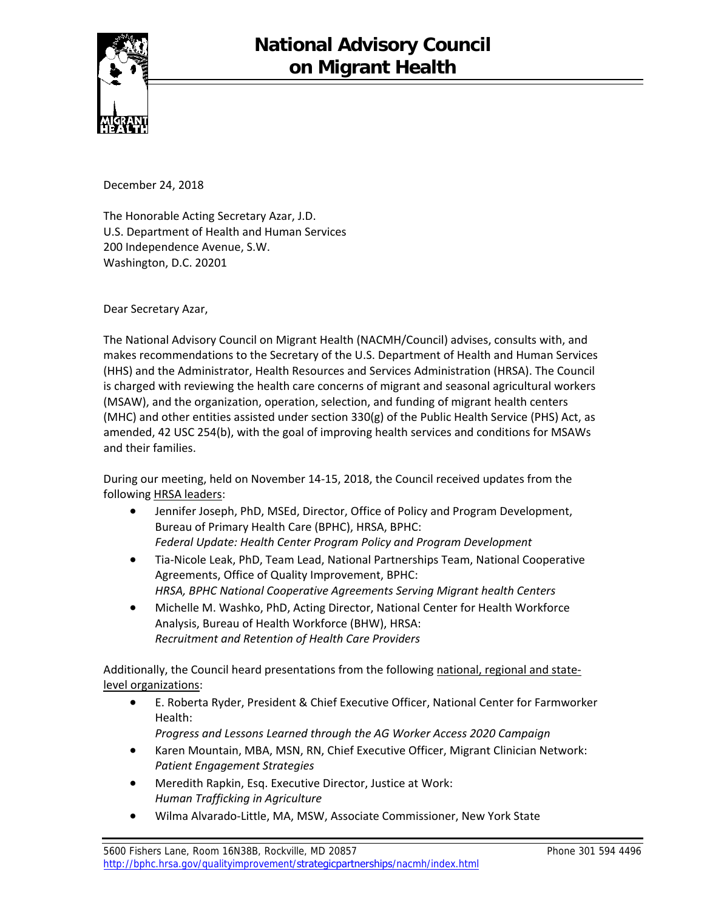# National Advisory Council on Migrant Health

December 24, 2018

The Honorable Acting Secretary Azar, J.D.
U.S. Department of Health and Human Services
200 Independence Avenue, S.W.
Washington, D.C. 20201

Dear Secretary Azar,

The National Advisory Council on Migrant Health (NACMH/Council) advises, consults with, and makes recommendations to the Secretary of the U.S. Department of Health and Human Services (HHS) and the Administrator, Health Resources and Services Administration (HRSA). The Council is charged with reviewing the health care concerns of migrant and seasonal agricultural workers (MSAW), and the organization, operation, selection, and funding of migrant health centers (MHC) and other entities assisted under section 330(g) of the Public Health Service (PHS) Act, as amended, 42 USC 254(b), with the goal of improving health services and conditions for MSAWs and their families.

During our meeting, held on November 14-15, 2018, the Council received updates from the following HRSA leaders:

- Jennifer Joseph, PhD, MSEd, Director, Office of Policy and Program Development, Bureau of Primary Health Care (BPHC), HRSA, BPHC:
  *Federal Update: Health Center Program Policy and Program Development*
- Tia-Nicole Leak, PhD, Team Lead, National Partnerships Team, National Cooperative Agreements, Office of Quality Improvement, BPHC:
  *HRSA, BPHC National Cooperative Agreements Serving Migrant health Centers*
- Michelle M. Washko, PhD, Acting Director, National Center for Health Workforce Analysis, Bureau of Health Workforce (BHW), HRSA:
  *Recruitment and Retention of Health Care Providers*

Additionally, the Council heard presentations from the following national, regional and state-level organizations:

- E. Roberta Ryder, President & Chief Executive Officer, National Center for Farmworker Health:
  *Progress and Lessons Learned through the AG Worker Access 2020 Campaign*
- Karen Mountain, MBA, MSN, RN, Chief Executive Officer, Migrant Clinician Network:
  *Patient Engagement Strategies*
- Meredith Rapkin, Esq. Executive Director, Justice at Work:
  *Human Trafficking in Agriculture*
- Wilma Alvarado-Little, MA, MSW, Associate Commissioner, New York State

5600 Fishers Lane, Room 16N38B, Rockville, MD 20857 Phone 301 594 4496
http://bphc.hrsa.gov/qualityimprovement/strategicpartnerships/nacmh/index.html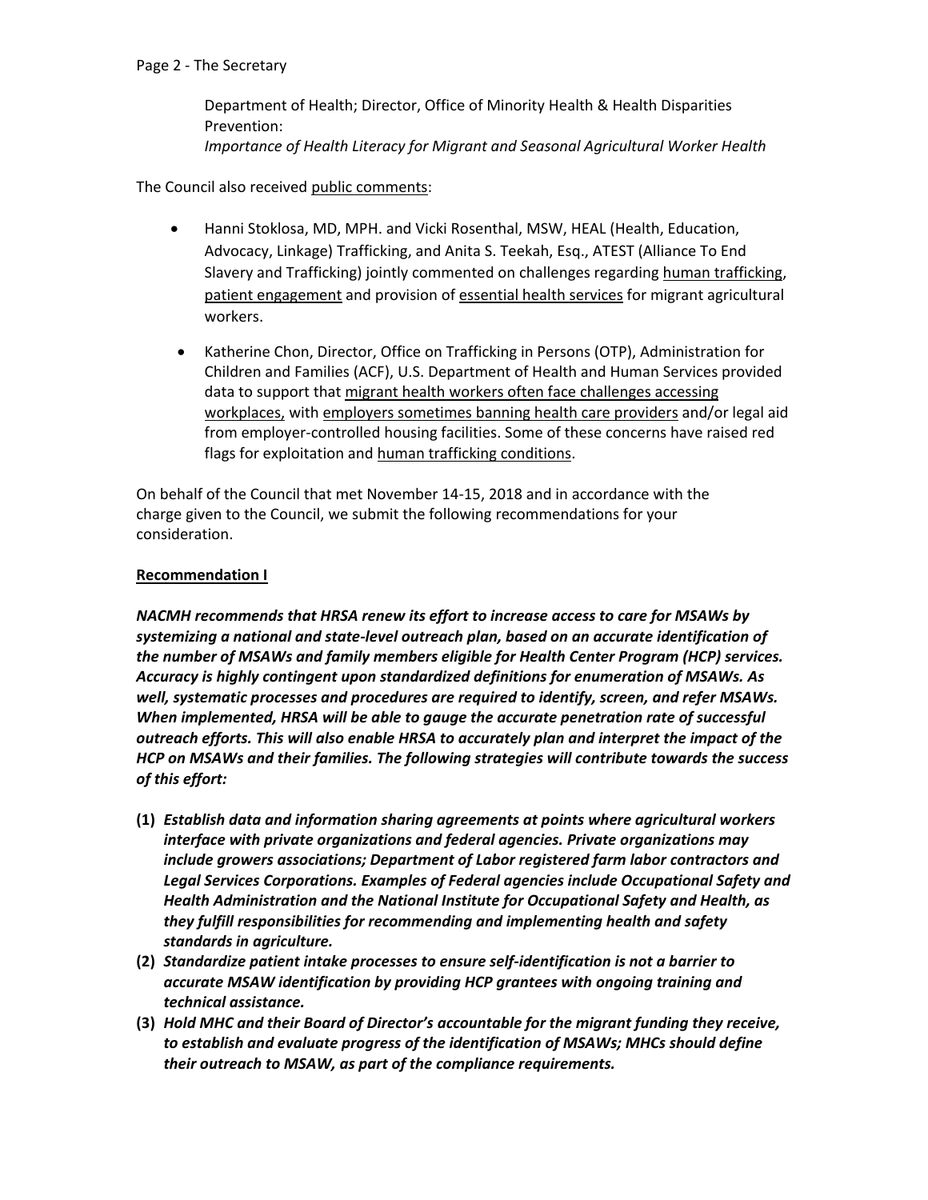Department of Health; Director, Office of Minority Health & Health Disparities Prevention:
*Importance of Health Literacy for Migrant and Seasonal Agricultural Worker Health*

The Council also received public comments:

- Hanni Stoklosa, MD, MPH. and Vicki Rosenthal, MSW, HEAL (Health, Education, Advocacy, Linkage) Trafficking, and Anita S. Teekah, Esq., ATEST (Alliance To End Slavery and Trafficking) jointly commented on challenges regarding human trafficking, patient engagement and provision of essential health services for migrant agricultural workers.
- Katherine Chon, Director, Office on Trafficking in Persons (OTP), Administration for Children and Families (ACF), U.S. Department of Health and Human Services provided data to support that migrant health workers often face challenges accessing workplaces, with employers sometimes banning health care providers and/or legal aid from employer-controlled housing facilities. Some of these concerns have raised red flags for exploitation and human trafficking conditions.

On behalf of the Council that met November 14-15, 2018 and in accordance with the charge given to the Council, we submit the following recommendations for your consideration.

**Recommendation I**

***NACMH recommends that HRSA renew its effort to increase access to care for MSAWs by systemizing a national and state-level outreach plan, based on an accurate identification of the number of MSAWs and family members eligible for Health Center Program (HCP) services. Accuracy is highly contingent upon standardized definitions for enumeration of MSAWs. As well, systematic processes and procedures are required to identify, screen, and refer MSAWs. When implemented, HRSA will be able to gauge the accurate penetration rate of successful outreach efforts. This will also enable HRSA to accurately plan and interpret the impact of the HCP on MSAWs and their families. The following strategies will contribute towards the success of this effort:***

1. ***Establish data and information sharing agreements at points where agricultural workers interface with private organizations and federal agencies. Private organizations may include growers associations; Department of Labor registered farm labor contractors and Legal Services Corporations. Examples of Federal agencies include Occupational Safety and Health Administration and the National Institute for Occupational Safety and Health, as they fulfill responsibilities for recommending and implementing health and safety standards in agriculture.***
2. ***Standardize patient intake processes to ensure self-identification is not a barrier to accurate MSAW identification by providing HCP grantees with ongoing training and technical assistance.***
3. ***Hold MHC and their Board of Director's accountable for the migrant funding they receive, to establish and evaluate progress of the identification of MSAWs; MHCs should define their outreach to MSAW, as part of the compliance requirements.***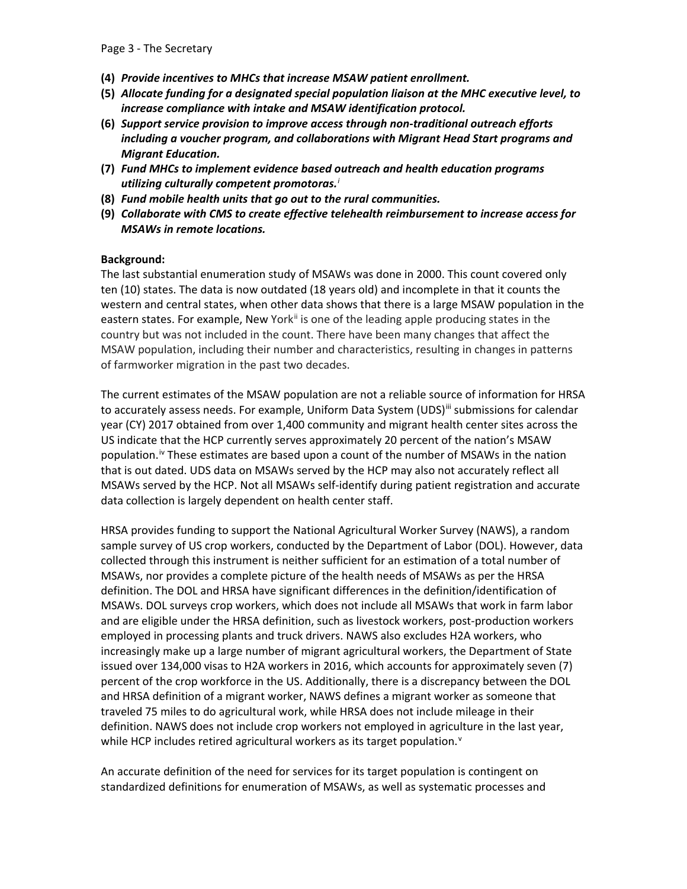4. ***Provide incentives to MHCs that increase MSAW patient enrollment.***
5. ***Allocate funding for a designated special population liaison at the MHC executive level, to increase compliance with intake and MSAW identification protocol.***
6. ***Support service provision to improve access through non-traditional outreach efforts including a voucher program, and collaborations with Migrant Head Start programs and Migrant Education.***
7. ***Fund MHCs to implement evidence based outreach and health education programs utilizing culturally competent promotoras.***[i]
8. ***Fund mobile health units that go out to the rural communities.***
9. ***Collaborate with CMS to create effective telehealth reimbursement to increase access for MSAWs in remote locations.***

**Background:**

The last substantial enumeration study of MSAWs was done in 2000. This count covered only ten (10) states. The data is now outdated (18 years old) and incomplete in that it counts the western and central states, when other data shows that there is a large MSAW population in the eastern states. For example, New York[ii] is one of the leading apple producing states in the country but was not included in the count. There have been many changes that affect the MSAW population, including their number and characteristics, resulting in changes in patterns of farmworker migration in the past two decades.

The current estimates of the MSAW population are not a reliable source of information for HRSA to accurately assess needs. For example, Uniform Data System (UDS)[iii] submissions for calendar year (CY) 2017 obtained from over 1,400 community and migrant health center sites across the US indicate that the HCP currently serves approximately 20 percent of the nation's MSAW population.[iv] These estimates are based upon a count of the number of MSAWs in the nation that is out dated. UDS data on MSAWs served by the HCP may also not accurately reflect all MSAWs served by the HCP. Not all MSAWs self-identify during patient registration and accurate data collection is largely dependent on health center staff.

HRSA provides funding to support the National Agricultural Worker Survey (NAWS), a random sample survey of US crop workers, conducted by the Department of Labor (DOL). However, data collected through this instrument is neither sufficient for an estimation of a total number of MSAWs, nor provides a complete picture of the health needs of MSAWs as per the HRSA definition. The DOL and HRSA have significant differences in the definition/identification of MSAWs. DOL surveys crop workers, which does not include all MSAWs that work in farm labor and are eligible under the HRSA definition, such as livestock workers, post-production workers employed in processing plants and truck drivers. NAWS also excludes H2A workers, who increasingly make up a large number of migrant agricultural workers, the Department of State issued over 134,000 visas to H2A workers in 2016, which accounts for approximately seven (7) percent of the crop workforce in the US. Additionally, there is a discrepancy between the DOL and HRSA definition of a migrant worker, NAWS defines a migrant worker as someone that traveled 75 miles to do agricultural work, while HRSA does not include mileage in their definition. NAWS does not include crop workers not employed in agriculture in the last year, while HCP includes retired agricultural workers as its target population.[v]

An accurate definition of the need for services for its target population is contingent on standardized definitions for enumeration of MSAWs, as well as systematic processes and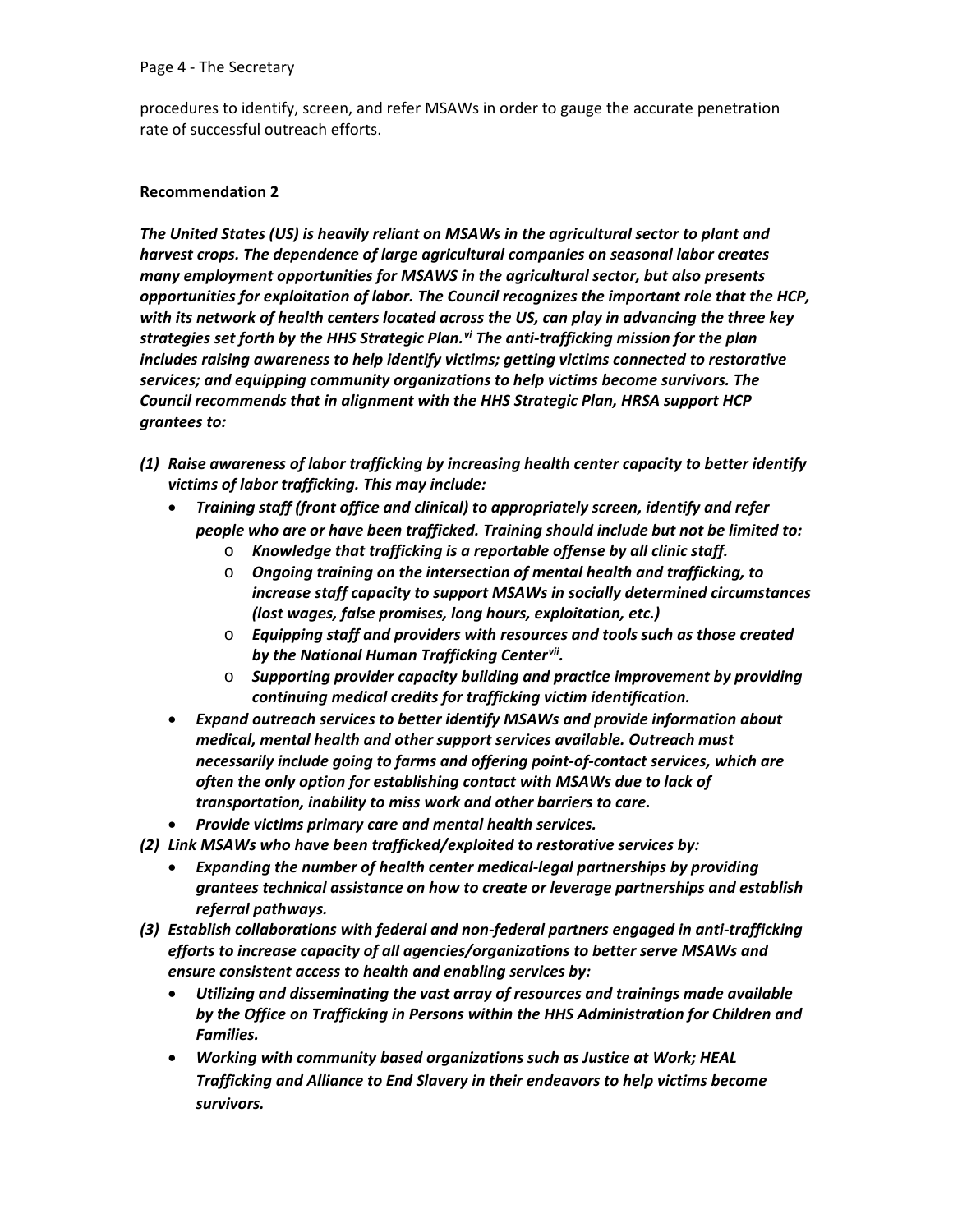procedures to identify, screen, and refer MSAWs in order to gauge the accurate penetration rate of successful outreach efforts.

**Recommendation 2**

***The United States (US) is heavily reliant on MSAWs in the agricultural sector to plant and harvest crops. The dependence of large agricultural companies on seasonal labor creates many employment opportunities for MSAWS in the agricultural sector, but also presents opportunities for exploitation of labor. The Council recognizes the important role that the HCP, with its network of health centers located across the US, can play in advancing the three key strategies set forth by the HHS Strategic Plan.[vi] The anti-trafficking mission for the plan includes raising awareness to help identify victims; getting victims connected to restorative services; and equipping community organizations to help victims become survivors. The Council recommends that in alignment with the HHS Strategic Plan, HRSA support HCP grantees to:***

1. ***Raise awareness of labor trafficking by increasing health center capacity to better identify victims of labor trafficking. This may include:***
   - ***Training staff (front office and clinical) to appropriately screen, identify and refer people who are or have been trafficked. Training should include but not be limited to:***
     - ***Knowledge that trafficking is a reportable offense by all clinic staff.***
     - ***Ongoing training on the intersection of mental health and trafficking, to increase staff capacity to support MSAWs in socially determined circumstances (lost wages, false promises, long hours, exploitation, etc.)***
     - ***Equipping staff and providers with resources and tools such as those created by the National Human Trafficking Center[vii].***
     - ***Supporting provider capacity building and practice improvement by providing continuing medical credits for trafficking victim identification.***
   - ***Expand outreach services to better identify MSAWs and provide information about medical, mental health and other support services available. Outreach must necessarily include going to farms and offering point-of-contact services, which are often the only option for establishing contact with MSAWs due to lack of transportation, inability to miss work and other barriers to care.***
   - ***Provide victims primary care and mental health services.***
2. ***Link MSAWs who have been trafficked/exploited to restorative services by:***
   - ***Expanding the number of health center medical-legal partnerships by providing grantees technical assistance on how to create or leverage partnerships and establish referral pathways.***
3. ***Establish collaborations with federal and non-federal partners engaged in anti-trafficking efforts to increase capacity of all agencies/organizations to better serve MSAWs and ensure consistent access to health and enabling services by:***
   - ***Utilizing and disseminating the vast array of resources and trainings made available by the Office on Trafficking in Persons within the HHS Administration for Children and Families.***
   - ***Working with community based organizations such as Justice at Work; HEAL Trafficking and Alliance to End Slavery in their endeavors to help victims become survivors.***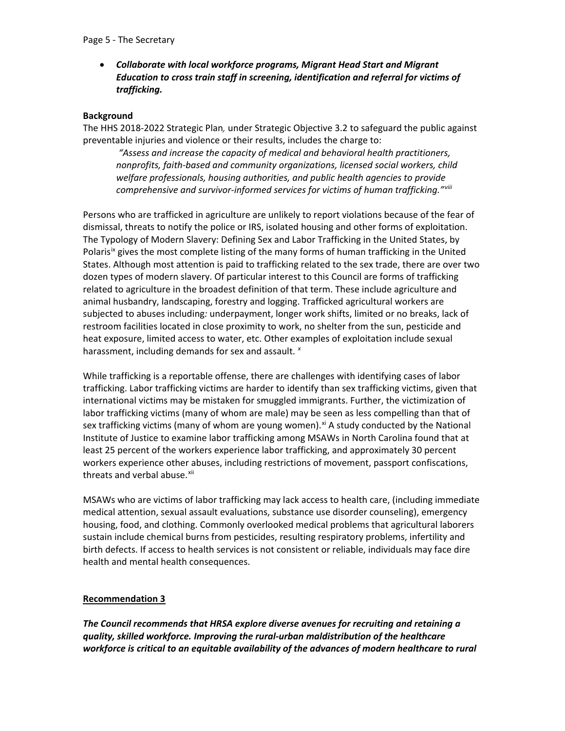- ***Collaborate with local workforce programs, Migrant Head Start and Migrant Education to cross train staff in screening, identification and referral for victims of trafficking.***

**Background**

The HHS 2018-2022 Strategic Plan*,* under Strategic Objective 3.2 to safeguard the public against preventable injuries and violence or their results, includes the charge to:

> *"Assess and increase the capacity of medical and behavioral health practitioners, nonprofits, faith-based and community organizations, licensed social workers, child welfare professionals, housing authorities, and public health agencies to provide comprehensive and survivor-informed services for victims of human trafficking."*[viii]

Persons who are trafficked in agriculture are unlikely to report violations because of the fear of dismissal, threats to notify the police or IRS, isolated housing and other forms of exploitation. The Typology of Modern Slavery: Defining Sex and Labor Trafficking in the United States, by Polaris[ix] gives the most complete listing of the many forms of human trafficking in the United States. Although most attention is paid to trafficking related to the sex trade, there are over two dozen types of modern slavery. Of particular interest to this Council are forms of trafficking related to agriculture in the broadest definition of that term. These include agriculture and animal husbandry, landscaping, forestry and logging. Trafficked agricultural workers are subjected to abuses including*:* underpayment, longer work shifts, limited or no breaks, lack of restroom facilities located in close proximity to work, no shelter from the sun, pesticide and heat exposure, limited access to water, etc. Other examples of exploitation include sexual harassment, including demands for sex and assault. [x]

While trafficking is a reportable offense, there are challenges with identifying cases of labor trafficking. Labor trafficking victims are harder to identify than sex trafficking victims, given that international victims may be mistaken for smuggled immigrants. Further, the victimization of labor trafficking victims (many of whom are male) may be seen as less compelling than that of sex trafficking victims (many of whom are young women).[xi] A study conducted by the National Institute of Justice to examine labor trafficking among MSAWs in North Carolina found that at least 25 percent of the workers experience labor trafficking, and approximately 30 percent workers experience other abuses, including restrictions of movement, passport confiscations, threats and verbal abuse.[xii]

MSAWs who are victims of labor trafficking may lack access to health care, (including immediate medical attention, sexual assault evaluations, substance use disorder counseling), emergency housing, food, and clothing. Commonly overlooked medical problems that agricultural laborers sustain include chemical burns from pesticides, resulting respiratory problems, infertility and birth defects. If access to health services is not consistent or reliable, individuals may face dire health and mental health consequences.

**Recommendation 3**

***The Council recommends that HRSA explore diverse avenues for recruiting and retaining a quality, skilled workforce. Improving the rural-urban maldistribution of the healthcare workforce is critical to an equitable availability of the advances of modern healthcare to rural***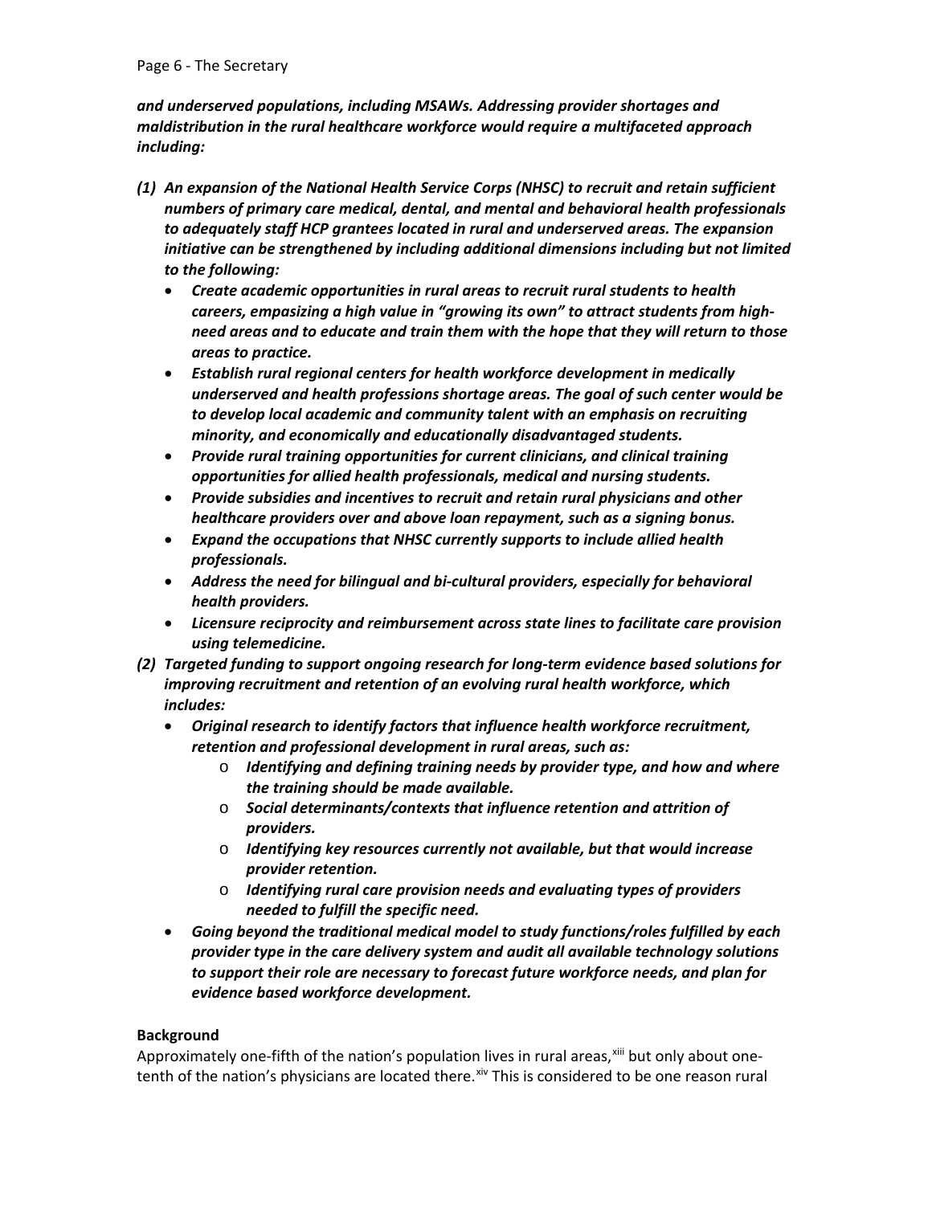***and underserved populations, including MSAWs. Addressing provider shortages and maldistribution in the rural healthcare workforce would require a multifaceted approach including:***

***(1) An expansion of the National Health Service Corps (NHSC) to recruit and retain sufficient numbers of primary care medical, dental, and mental and behavioral health professionals to adequately staff HCP grantees located in rural and underserved areas. The expansion initiative can be strengthened by including additional dimensions including but not limited to the following:***

- ***Create academic opportunities in rural areas to recruit rural students to health careers, empasizing a high value in "growing its own" to attract students from high-need areas and to educate and train them with the hope that they will return to those areas to practice.***
- ***Establish rural regional centers for health workforce development in medically underserved and health professions shortage areas. The goal of such center would be to develop local academic and community talent with an emphasis on recruiting minority, and economically and educationally disadvantaged students.***
- ***Provide rural training opportunities for current clinicians, and clinical training opportunities for allied health professionals, medical and nursing students.***
- ***Provide subsidies and incentives to recruit and retain rural physicians and other healthcare providers over and above loan repayment, such as a signing bonus.***
- ***Expand the occupations that NHSC currently supports to include allied health professionals.***
- ***Address the need for bilingual and bi-cultural providers, especially for behavioral health providers.***
- ***Licensure reciprocity and reimbursement across state lines to facilitate care provision using telemedicine.***

***(2) Targeted funding to support ongoing research for long-term evidence based solutions for improving recruitment and retention of an evolving rural health workforce, which includes:***

- ***Original research to identify factors that influence health workforce recruitment, retention and professional development in rural areas, such as:***
  - ***Identifying and defining training needs by provider type, and how and where the training should be made available.***
  - ***Social determinants/contexts that influence retention and attrition of providers.***
  - ***Identifying key resources currently not available, but that would increase provider retention.***
  - ***Identifying rural care provision needs and evaluating types of providers needed to fulfill the specific need.***
- ***Going beyond the traditional medical model to study functions/roles fulfilled by each provider type in the care delivery system and audit all available technology solutions to support their role are necessary to forecast future workforce needs, and plan for evidence based workforce development.***

**Background**

Approximately one-fifth of the nation's population lives in rural areas,[xiii] but only about one-tenth of the nation's physicians are located there.[xiv] This is considered to be one reason rural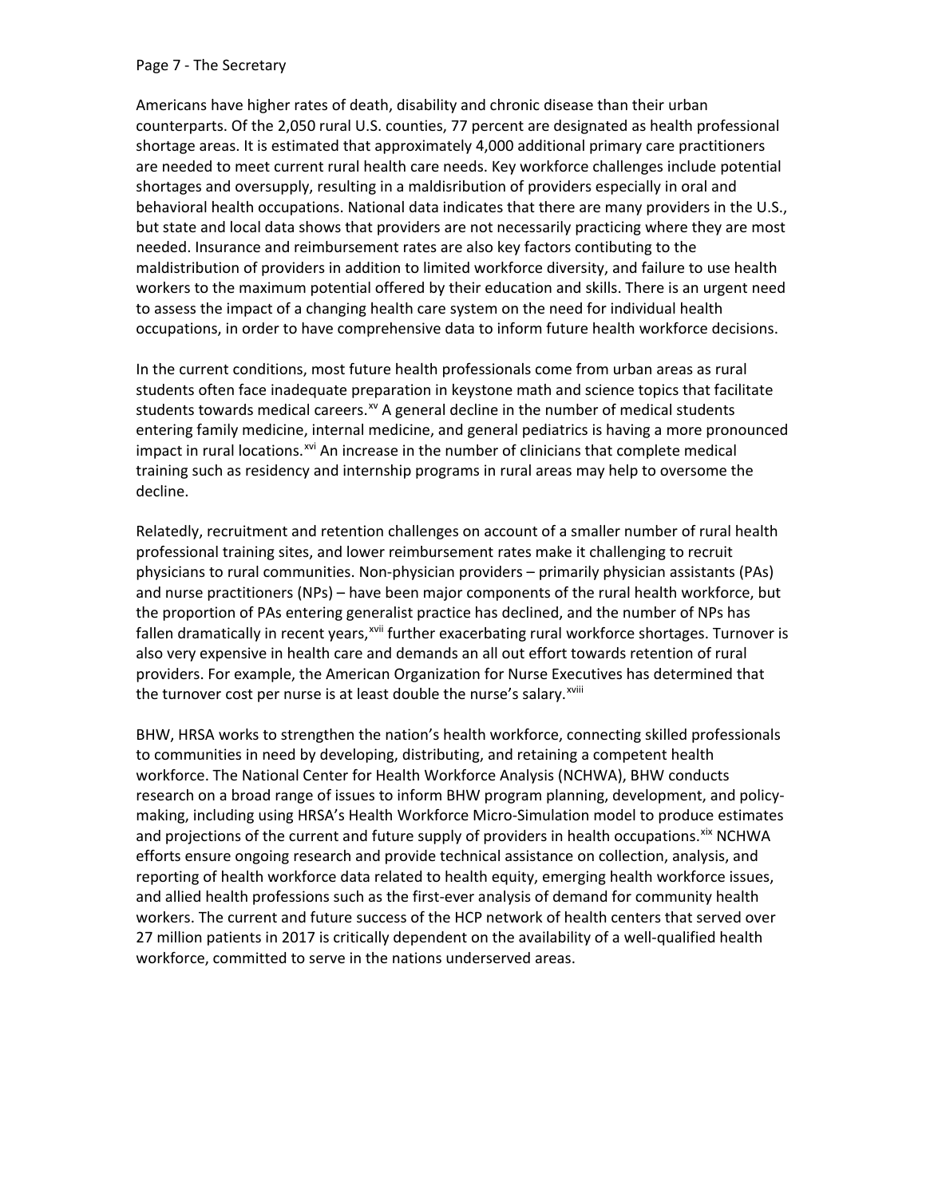Americans have higher rates of death, disability and chronic disease than their urban counterparts. Of the 2,050 rural U.S. counties, 77 percent are designated as health professional shortage areas. It is estimated that approximately 4,000 additional primary care practitioners are needed to meet current rural health care needs. Key workforce challenges include potential shortages and oversupply, resulting in a maldisribution of providers especially in oral and behavioral health occupations. National data indicates that there are many providers in the U.S., but state and local data shows that providers are not necessarily practicing where they are most needed. Insurance and reimbursement rates are also key factors contibuting to the maldistribution of providers in addition to limited workforce diversity, and failure to use health workers to the maximum potential offered by their education and skills. There is an urgent need to assess the impact of a changing health care system on the need for individual health occupations, in order to have comprehensive data to inform future health workforce decisions.

In the current conditions, most future health professionals come from urban areas as rural students often face inadequate preparation in keystone math and science topics that facilitate students towards medical careers.[xv] A general decline in the number of medical students entering family medicine, internal medicine, and general pediatrics is having a more pronounced impact in rural locations.[xvi] An increase in the number of clinicians that complete medical training such as residency and internship programs in rural areas may help to oversome the decline.

Relatedly, recruitment and retention challenges on account of a smaller number of rural health professional training sites, and lower reimbursement rates make it challenging to recruit physicians to rural communities. Non-physician providers – primarily physician assistants (PAs) and nurse practitioners (NPs) – have been major components of the rural health workforce, but the proportion of PAs entering generalist practice has declined, and the number of NPs has fallen dramatically in recent years,[xvii] further exacerbating rural workforce shortages. Turnover is also very expensive in health care and demands an all out effort towards retention of rural providers. For example, the American Organization for Nurse Executives has determined that the turnover cost per nurse is at least double the nurse's salary.[xviii]

BHW, HRSA works to strengthen the nation's health workforce, connecting skilled professionals to communities in need by developing, distributing, and retaining a competent health workforce. The National Center for Health Workforce Analysis (NCHWA), BHW conducts research on a broad range of issues to inform BHW program planning, development, and policy-making, including using HRSA's Health Workforce Micro-Simulation model to produce estimates and projections of the current and future supply of providers in health occupations.[xix] NCHWA efforts ensure ongoing research and provide technical assistance on collection, analysis, and reporting of health workforce data related to health equity, emerging health workforce issues, and allied health professions such as the first-ever analysis of demand for community health workers. The current and future success of the HCP network of health centers that served over 27 million patients in 2017 is critically dependent on the availability of a well-qualified health workforce, committed to serve in the nations underserved areas.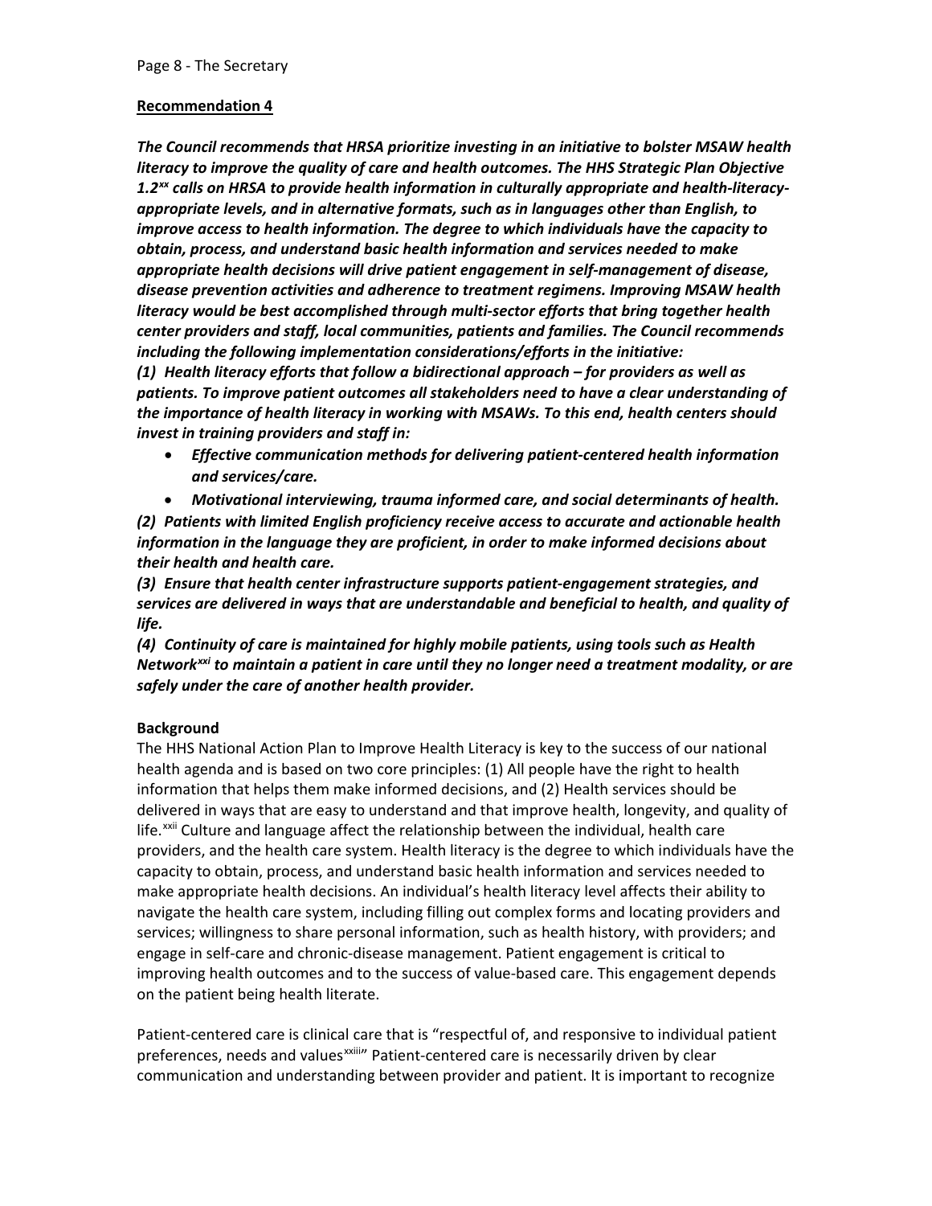**Recommendation 4**

***The Council recommends that HRSA prioritize investing in an initiative to bolster MSAW health literacy to improve the quality of care and health outcomes. The HHS Strategic Plan Objective 1.2[xx] calls on HRSA to provide health information in culturally appropriate and health-literacy-appropriate levels, and in alternative formats, such as in languages other than English, to improve access to health information. The degree to which individuals have the capacity to obtain, process, and understand basic health information and services needed to make appropriate health decisions will drive patient engagement in self-management of disease, disease prevention activities and adherence to treatment regimens. Improving MSAW health literacy would be best accomplished through multi-sector efforts that bring together health center providers and staff, local communities, patients and families. The Council recommends including the following implementation considerations/efforts in the initiative:***

***(1) Health literacy efforts that follow a bidirectional approach – for providers as well as patients. To improve patient outcomes all stakeholders need to have a clear understanding of the importance of health literacy in working with MSAWs. To this end, health centers should invest in training providers and staff in:***

- ***Effective communication methods for delivering patient-centered health information and services/care.***
- ***Motivational interviewing, trauma informed care, and social determinants of health.***

***(2) Patients with limited English proficiency receive access to accurate and actionable health information in the language they are proficient, in order to make informed decisions about their health and health care.***

***(3) Ensure that health center infrastructure supports patient-engagement strategies, and services are delivered in ways that are understandable and beneficial to health, and quality of life.***

***(4) Continuity of care is maintained for highly mobile patients, using tools such as Health Network[xxi] to maintain a patient in care until they no longer need a treatment modality, or are safely under the care of another health provider.***

**Background**

The HHS National Action Plan to Improve Health Literacy is key to the success of our national health agenda and is based on two core principles: (1) All people have the right to health information that helps them make informed decisions, and (2) Health services should be delivered in ways that are easy to understand and that improve health, longevity, and quality of life.[xxii] Culture and language affect the relationship between the individual, health care providers, and the health care system. Health literacy is the degree to which individuals have the capacity to obtain, process, and understand basic health information and services needed to make appropriate health decisions. An individual's health literacy level affects their ability to navigate the health care system, including filling out complex forms and locating providers and services; willingness to share personal information, such as health history, with providers; and engage in self-care and chronic-disease management. Patient engagement is critical to improving health outcomes and to the success of value-based care. This engagement depends on the patient being health literate.

Patient-centered care is clinical care that is "respectful of, and responsive to individual patient preferences, needs and values[xxiii]" Patient-centered care is necessarily driven by clear communication and understanding between provider and patient. It is important to recognize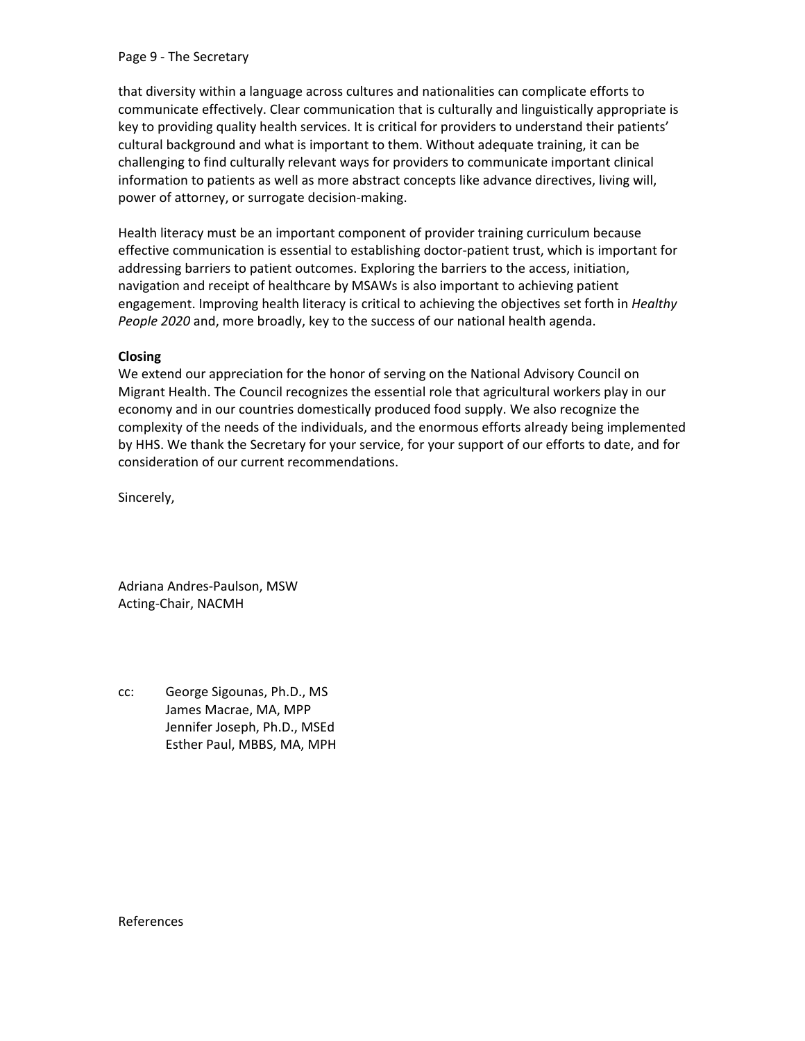that diversity within a language across cultures and nationalities can complicate efforts to communicate effectively. Clear communication that is culturally and linguistically appropriate is key to providing quality health services. It is critical for providers to understand their patients' cultural background and what is important to them. Without adequate training, it can be challenging to find culturally relevant ways for providers to communicate important clinical information to patients as well as more abstract concepts like advance directives, living will, power of attorney, or surrogate decision-making.

Health literacy must be an important component of provider training curriculum because effective communication is essential to establishing doctor-patient trust, which is important for addressing barriers to patient outcomes. Exploring the barriers to the access, initiation, navigation and receipt of healthcare by MSAWs is also important to achieving patient engagement. Improving health literacy is critical to achieving the objectives set forth in *Healthy People 2020* and, more broadly, key to the success of our national health agenda.

**Closing**

We extend our appreciation for the honor of serving on the National Advisory Council on Migrant Health. The Council recognizes the essential role that agricultural workers play in our economy and in our countries domestically produced food supply. We also recognize the complexity of the needs of the individuals, and the enormous efforts already being implemented by HHS. We thank the Secretary for your service, for your support of our efforts to date, and for consideration of our current recommendations.

Sincerely,

Adriana Andres-Paulson, MSW
Acting-Chair, NACMH

cc: George Sigounas, Ph.D., MS
James Macrae, MA, MPP
Jennifer Joseph, Ph.D., MSEd
Esther Paul, MBBS, MA, MPH

References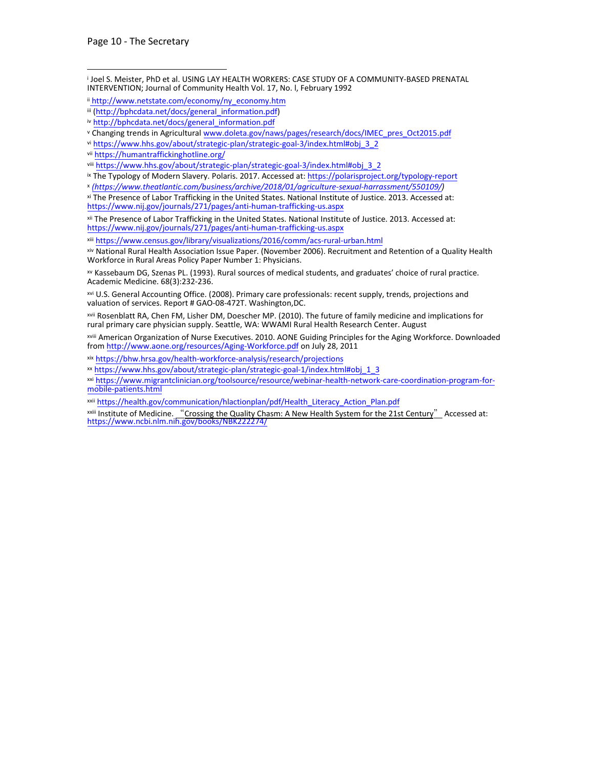[i] Joel S. Meister, PhD et al. USING LAY HEALTH WORKERS: CASE STUDY OF A COMMUNITY-BASED PRENATAL INTERVENTION; Journal of Community Health Vol. 17, No. l, February 1992

[ii] http://www.netstate.com/economy/ny_economy.htm

[iii] (http://bphcdata.net/docs/general_information.pdf)

[iv] http://bphcdata.net/docs/general_information.pdf

[v] Changing trends in Agricultural www.doleta.gov/naws/pages/research/docs/IMEC_pres_Oct2015.pdf

[vi] https://www.hhs.gov/about/strategic-plan/strategic-goal-3/index.html#obj_3_2

[vii] https://humantraffickinghotline.org/

[viii] https://www.hhs.gov/about/strategic-plan/strategic-goal-3/index.html#obj_3_2

[ix] The Typology of Modern Slavery. Polaris. 2017. Accessed at: https://polarisproject.org/typology-report

[x] *(https://www.theatlantic.com/business/archive/2018/01/agriculture-sexual-harrassment/550109/)*

[xi] The Presence of Labor Trafficking in the United States. National Institute of Justice. 2013. Accessed at: https://www.nij.gov/journals/271/pages/anti-human-trafficking-us.aspx

[xii] The Presence of Labor Trafficking in the United States. National Institute of Justice. 2013. Accessed at: https://www.nij.gov/journals/271/pages/anti-human-trafficking-us.aspx

[xiii] https://www.census.gov/library/visualizations/2016/comm/acs-rural-urban.html

[xiv] National Rural Health Association Issue Paper. (November 2006). Recruitment and Retention of a Quality Health Workforce in Rural Areas Policy Paper Number 1: Physicians.

[xv] Kassebaum DG, Szenas PL. (1993). Rural sources of medical students, and graduates' choice of rural practice. Academic Medicine. 68(3):232-236.

[xvi] U.S. General Accounting Office. (2008). Primary care professionals: recent supply, trends, projections and valuation of services. Report # GAO-08-472T. Washington,DC.

[xvii] Rosenblatt RA, Chen FM, Lisher DM, Doescher MP. (2010). The future of family medicine and implications for rural primary care physician supply. Seattle, WA: WWAMI Rural Health Research Center. August

[xviii] American Organization of Nurse Executives. 2010. AONE Guiding Principles for the Aging Workforce. Downloaded from http://www.aone.org/resources/Aging-Workforce.pdf on July 28, 2011

[xix] https://bhw.hrsa.gov/health-workforce-analysis/research/projections

[xx] https://www.hhs.gov/about/strategic-plan/strategic-goal-1/index.html#obj_1_3

[xxi] https://www.migrantclinician.org/toolsource/resource/webinar-health-network-care-coordination-program-for-mobile-patients.html

[xxii] https://health.gov/communication/hlactionplan/pdf/Health_Literacy_Action_Plan.pdf

[xxiii] Institute of Medicine. "Crossing the Quality Chasm: A New Health System for the 21st Century" Accessed at: https://www.ncbi.nlm.nih.gov/books/NBK222274/